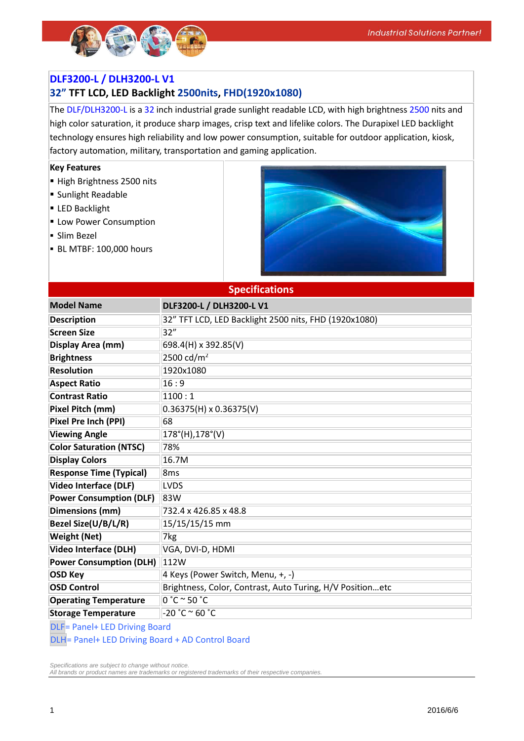# DLF3200-L / DLH3200-L V1

## 32" TFT LCD, LED Backlight 2500nits, FHD(1920x1080)

The DLF/DLH3200-L is a 32 inch industrial grade sunlight readable LCD, with high brightness 2500 nits and high color saturation, it produce sharp images, crisp text and lifelike colors. The Durapixel LED backlight technology ensures high reliability and low power consumption, suitable for outdoor application, kiosk, factory automation, military, transportation and gaming application.

**Key Features**

- High Brightness 2500 nits
- Sunlight Readable
- LED Backlight
- Low Power Consumption
- Slim Bezel
- BL MTBF: 100,000 hours

## Specifications

| Model Name | DLF3200-L / DLH3200-L V1 |
|---|---|
| Description | 32" TFT LCD, LED Backlight 2500 nits, FHD (1920x1080) |
| Screen Size | 32" |
| Display Area (mm) | 698.4(H) x 392.85(V) |
| Brightness | 2500 cd/m² |
| Resolution | 1920x1080 |
| Aspect Ratio | 16 : 9 |
| Contrast Ratio | 1100 : 1 |
| Pixel Pitch (mm) | 0.36375(H) x 0.36375(V) |
| Pixel Pre Inch (PPI) | 68 |
| Viewing Angle | 178°(H),178°(V) |
| Color Saturation (NTSC) | 78% |
| Display Colors | 16.7M |
| Response Time (Typical) | 8ms |
| Video Interface (DLF) | LVDS |
| Power Consumption (DLF) | 83W |
| Dimensions (mm) | 732.4 x 426.85 x 48.8 |
| Bezel Size(U/B/L/R) | 15/15/15/15 mm |
| Weight (Net) | 7kg |
| Video Interface (DLH) | VGA, DVI-D, HDMI |
| Power Consumption (DLH) | 112W |
| OSD Key | 4 Keys (Power Switch, Menu, +, -) |
| OSD Control | Brightness, Color, Contrast, Auto Turing, H/V Position…etc |
| Operating Temperature | 0 ˚C ~ 50 ˚C |
| Storage Temperature | -20 ˚C ~ 60 ˚C |

DLF= Panel+ LED Driving Board

DLH= Panel+ LED Driving Board + AD Control Board

*Specifications are subject to change without notice.*
*All brands or product names are trademarks or registered trademarks of their respective companies.*

2016/6/6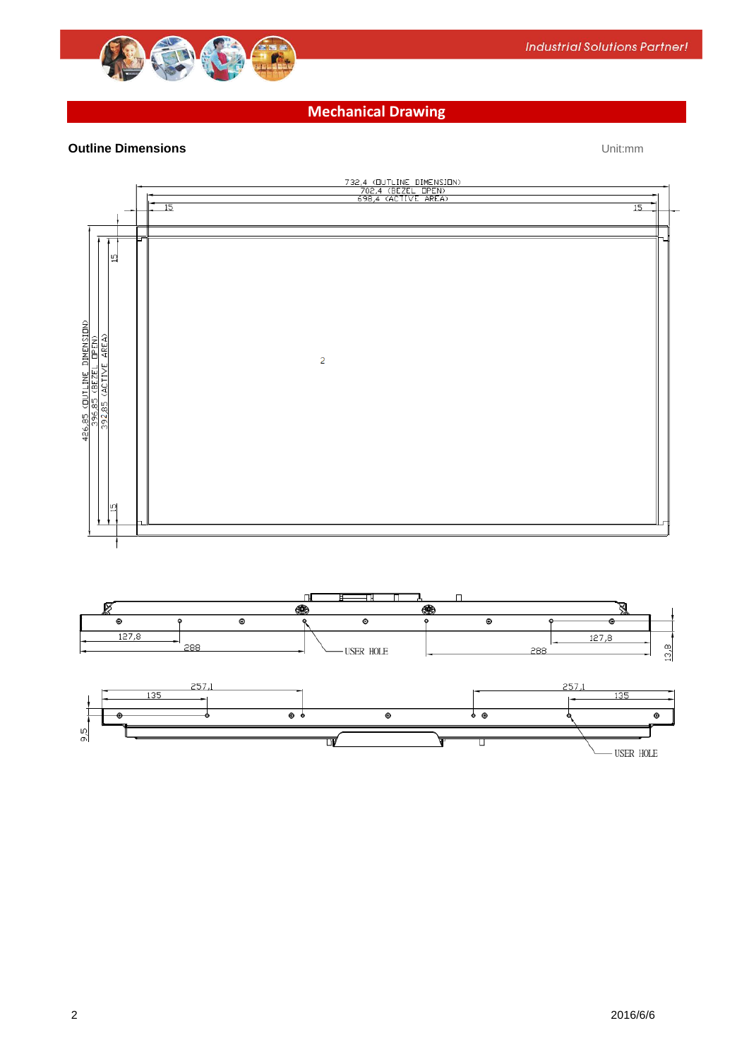## Mechanical Drawing

**Outline Dimensions**

Unit:mm

732.4 (OUTLINE DIMENSION)
702.4 (BEZEL OPEN)
698.4 (ACTIVE AREA)
15
15

426.85 (OUTLINE DIMENSION)
396.85 (BEZEL OPEN)
392.85 (ACTIVE AREA)
15
15

2

127.8
288
USER HOLE
288
127.8
13.8

257.1
135
257.1
135
9.5
USER HOLE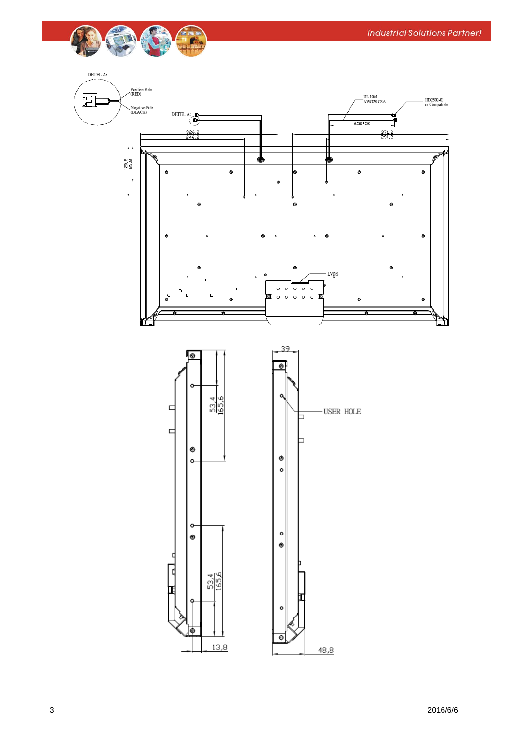DETEL A:

Positive Pole (RED)

Negative Pole (BLACK)

DETEL A:

UL 1061 AWG28 CSA

HD2502-02 or Compatible

650±50

326,2

246,2

371,2

291,2

120,8

95,8

LVDS

39

53,4

165,6

USER HOLE

53,4

165,6

13,8

48,8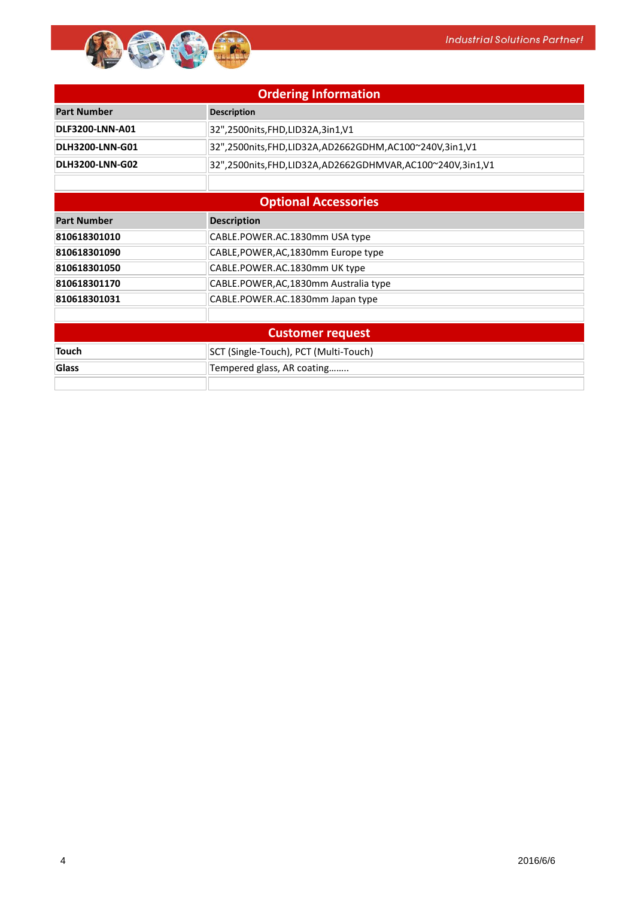## Ordering Information

| Part Number | Description |
|---|---|
| DLF3200-LNN-A01 | 32",2500nits,FHD,LID32A,3in1,V1 |
| DLH3200-LNN-G01 | 32",2500nits,FHD,LID32A,AD2662GDHM,AC100~240V,3in1,V1 |
| DLH3200-LNN-G02 | 32",2500nits,FHD,LID32A,AD2662GDHMVAR,AC100~240V,3in1,V1 |
| | |

## Optional Accessories

| Part Number | Description |
|---|---|
| 810618301010 | CABLE.POWER.AC.1830mm USA type |
| 810618301090 | CABLE,POWER,AC,1830mm Europe type |
| 810618301050 | CABLE.POWER.AC.1830mm UK type |
| 810618301170 | CABLE,POWER,AC,1830mm Australia type |
| 810618301031 | CABLE.POWER.AC.1830mm Japan type |
| | |

## Customer request

| | |
|---|---|
| Touch | SCT (Single-Touch), PCT (Multi-Touch) |
| Glass | Tempered glass, AR coating…….. |
| | |

2016/6/6